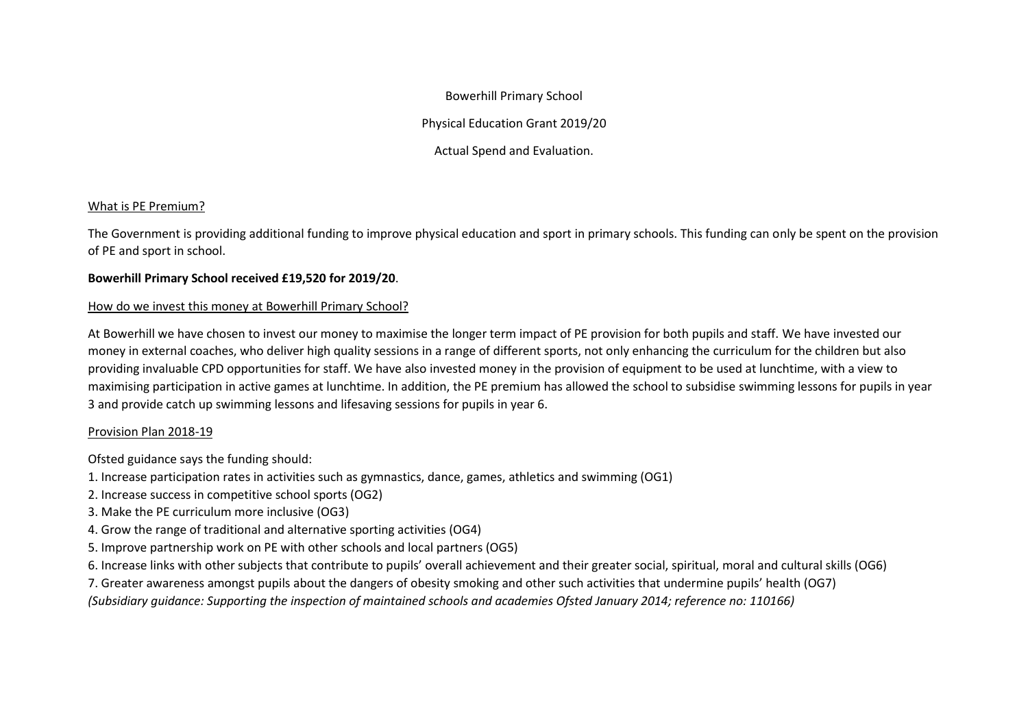# Bowerhill Primary School

## Physical Education Grant 2019/20

## Actual Spend and Evaluation.

### What is PE Premium?

The Government is providing additional funding to improve physical education and sport in primary schools. This funding can only be spent on the provision of PE and sport in school.

**Bowerhill Primary School received £19,520 for 2019/20**.

### How do we invest this money at Bowerhill Primary School?

At Bowerhill we have chosen to invest our money to maximise the longer term impact of PE provision for both pupils and staff. We have invested our money in external coaches, who deliver high quality sessions in a range of different sports, not only enhancing the curriculum for the children but also providing invaluable CPD opportunities for staff. We have also invested money in the provision of equipment to be used at lunchtime, with a view to maximising participation in active games at lunchtime. In addition, the PE premium has allowed the school to subsidise swimming lessons for pupils in year 3 and provide catch up swimming lessons and lifesaving sessions for pupils in year 6.

### Provision Plan 2018-19

Ofsted guidance says the funding should:

1. Increase participation rates in activities such as gymnastics, dance, games, athletics and swimming (OG1)
2. Increase success in competitive school sports (OG2)
3. Make the PE curriculum more inclusive (OG3)
4. Grow the range of traditional and alternative sporting activities (OG4)
5. Improve partnership work on PE with other schools and local partners (OG5)
6. Increase links with other subjects that contribute to pupils' overall achievement and their greater social, spiritual, moral and cultural skills (OG6)
7. Greater awareness amongst pupils about the dangers of obesity smoking and other such activities that undermine pupils' health (OG7)

*(Subsidiary guidance: Supporting the inspection of maintained schools and academies Ofsted January 2014; reference no: 110166)*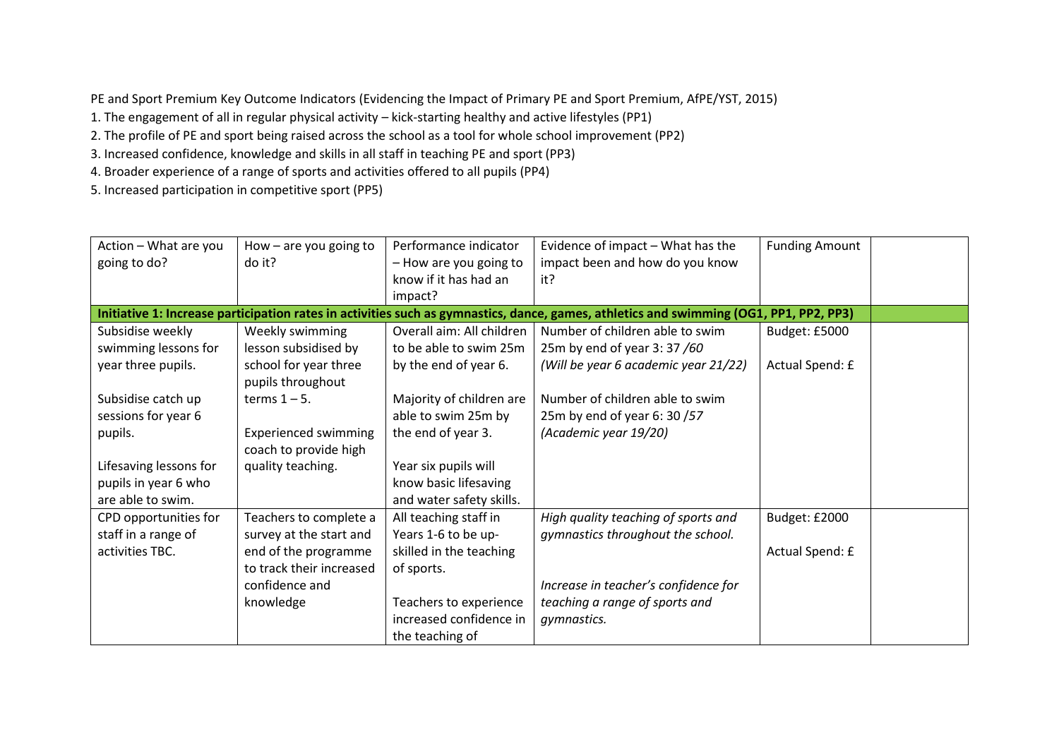PE and Sport Premium Key Outcome Indicators (Evidencing the Impact of Primary PE and Sport Premium, AfPE/YST, 2015)

1. The engagement of all in regular physical activity – kick-starting healthy and active lifestyles (PP1)
2. The profile of PE and sport being raised across the school as a tool for whole school improvement (PP2)
3. Increased confidence, knowledge and skills in all staff in teaching PE and sport (PP3)
4. Broader experience of a range of sports and activities offered to all pupils (PP4)
5. Increased participation in competitive sport (PP5)

| Action – What are you going to do? | How – are you going to do it? | Performance indicator – How are you going to know if it has had an impact? | Evidence of impact – What has the impact been and how do you know it? | Funding Amount | |
|---|---|---|---|---|---|
| **Initiative 1: Increase participation rates in activities such as gymnastics, dance, games, athletics and swimming (OG1, PP1, PP2, PP3)** | | | | | |
| Subsidise weekly swimming lessons for year three pupils.<br><br>Subsidise catch up sessions for year 6 pupils.<br><br>Lifesaving lessons for pupils in year 6 who are able to swim. | Weekly swimming lesson subsidised by school for year three pupils throughout terms 1 – 5.<br><br>Experienced swimming coach to provide high quality teaching. | Overall aim: All children to be able to swim 25m by the end of year 6.<br><br>Majority of children are able to swim 25m by the end of year 3.<br><br>Year six pupils will know basic lifesaving and water safety skills. | Number of children able to swim 25m by end of year 3: 37 */60*<br>*(Will be year 6 academic year 21/22)*<br><br>Number of children able to swim 25m by end of year 6: 30 */57*<br>*(Academic year 19/20)* | Budget: £5000<br><br>Actual Spend: £ | |
| CPD opportunities for staff in a range of activities TBC. | Teachers to complete a survey at the start and end of the programme to track their increased confidence and knowledge | All teaching staff in Years 1-6 to be up-skilled in the teaching of sports.<br><br>Teachers to experience increased confidence in the teaching of | *High quality teaching of sports and gymnastics throughout the school.*<br><br>*Increase in teacher's confidence for teaching a range of sports and gymnastics.* | Budget: £2000<br><br>Actual Spend: £ | |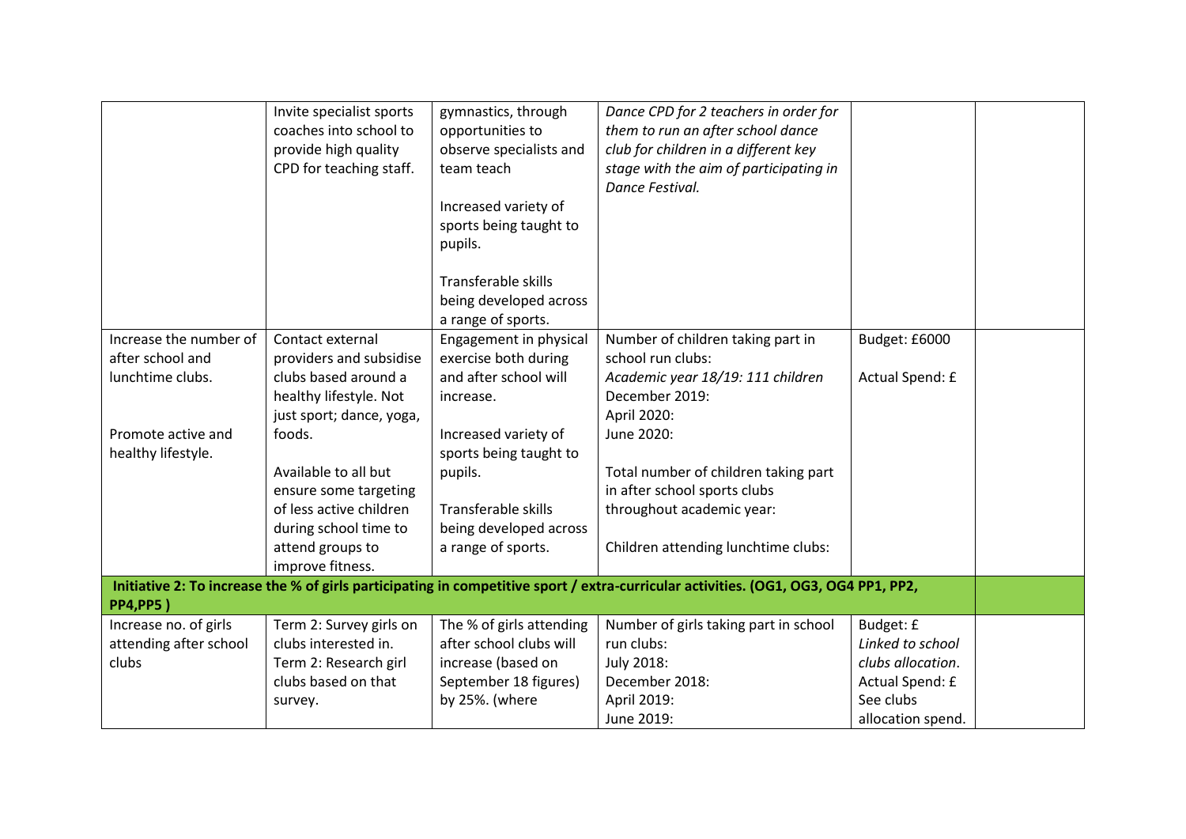| | | | | | |
|---|---|---|---|---|---|
| | Invite specialist sports coaches into school to provide high quality CPD for teaching staff. | gymnastics, through opportunities to observe specialists and team teach<br><br>Increased variety of sports being taught to pupils.<br><br>Transferable skills being developed across a range of sports. | *Dance CPD for 2 teachers in order for them to run an after school dance club for children in a different key stage with the aim of participating in Dance Festival.* | | |
| Increase the number of after school and lunchtime clubs.<br><br>Promote active and healthy lifestyle. | Contact external providers and subsidise clubs based around a healthy lifestyle. Not just sport; dance, yoga, foods.<br><br>Available to all but ensure some targeting of less active children during school time to attend groups to improve fitness. | Engagement in physical exercise both during and after school will increase.<br><br>Increased variety of sports being taught to pupils.<br><br>Transferable skills being developed across a range of sports. | Number of children taking part in school run clubs:<br>*Academic year 18/19: 111 children*<br>December 2019:<br>April 2020:<br>June 2020:<br><br>Total number of children taking part in after school sports clubs throughout academic year:<br><br>Children attending lunchtime clubs: | Budget: £6000<br><br>Actual Spend: £ | |
| **Initiative 2: To increase the % of girls participating in competitive sport / extra-curricular activities. (OG1, OG3, OG4 PP1, PP2, PP4,PP5 )** | | | | | |
| Increase no. of girls attending after school clubs | Term 2: Survey girls on clubs interested in.<br>Term 2: Research girl clubs based on that survey. | The % of girls attending after school clubs will increase (based on September 18 figures) by 25%. (where | Number of girls taking part in school run clubs:<br>July 2018:<br>December 2018:<br>April 2019:<br>June 2019: | Budget: £<br>*Linked to school clubs allocation.*<br>Actual Spend: £<br>See clubs allocation spend. | |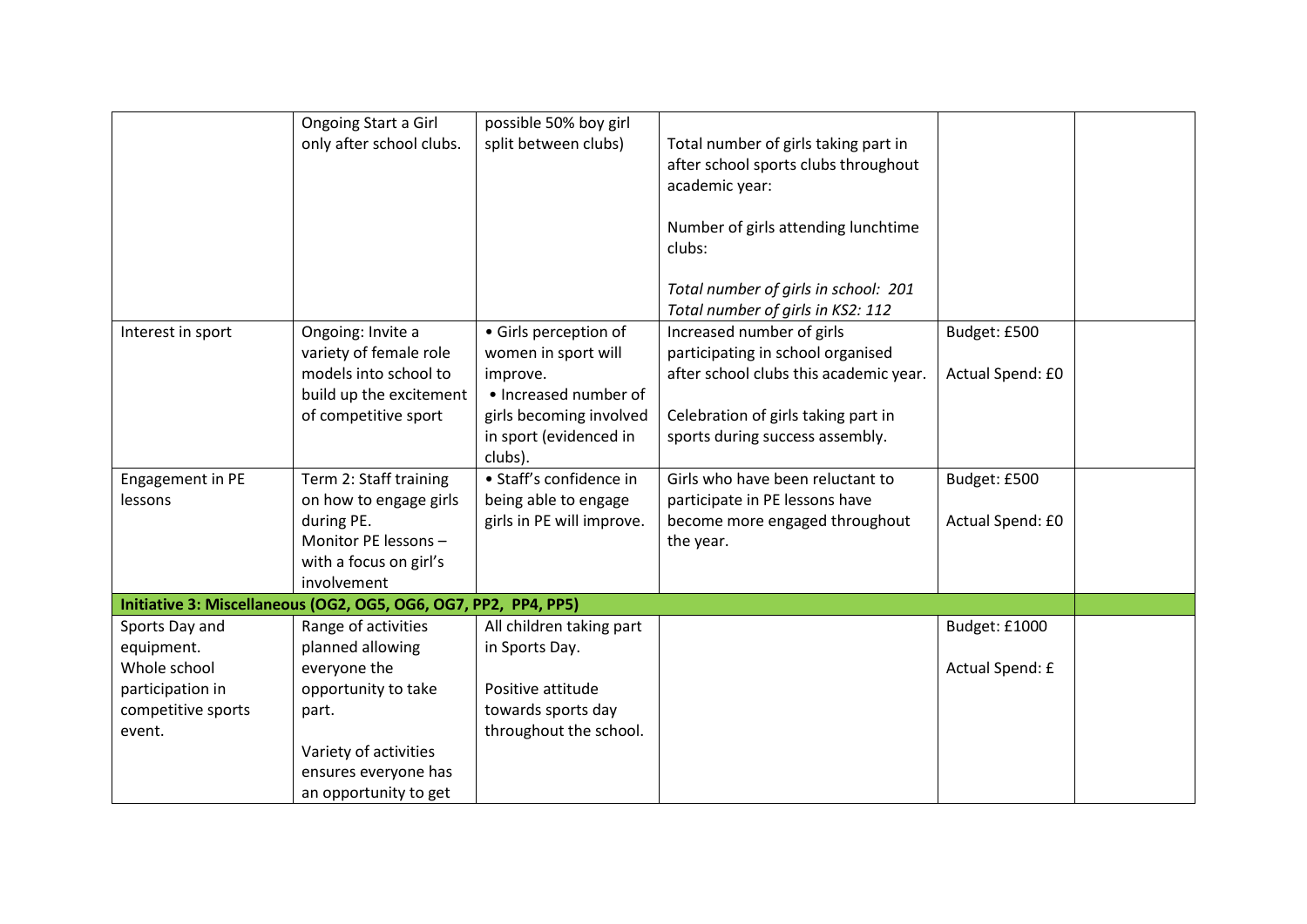| | | | | | |
|---|---|---|---|---|---|
| | Ongoing Start a Girl only after school clubs. | possible 50% boy girl split between clubs) | Total number of girls taking part in after school sports clubs throughout academic year:<br><br>Number of girls attending lunchtime clubs:<br><br>*Total number of girls in school: 201*<br>*Total number of girls in KS2: 112* | | |
| Interest in sport | Ongoing: Invite a variety of female role models into school to build up the excitement of competitive sport | • Girls perception of women in sport will improve.<br>• Increased number of girls becoming involved in sport (evidenced in clubs). | Increased number of girls participating in school organised after school clubs this academic year.<br><br>Celebration of girls taking part in sports during success assembly. | Budget: £500<br><br>Actual Spend: £0 | |
| Engagement in PE lessons | Term 2: Staff training on how to engage girls during PE.<br>Monitor PE lessons – with a focus on girl's involvement | • Staff's confidence in being able to engage girls in PE will improve. | Girls who have been reluctant to participate in PE lessons have become more engaged throughout the year. | Budget: £500<br><br>Actual Spend: £0 | |
| **Initiative 3: Miscellaneous (OG2, OG5, OG6, OG7, PP2, PP4, PP5)** | | | | | |
| Sports Day and equipment.<br>Whole school participation in competitive sports event. | Range of activities planned allowing everyone the opportunity to take part.<br><br>Variety of activities ensures everyone has an opportunity to get | All children taking part in Sports Day.<br><br>Positive attitude towards sports day throughout the school. | | Budget: £1000<br><br>Actual Spend: £ | |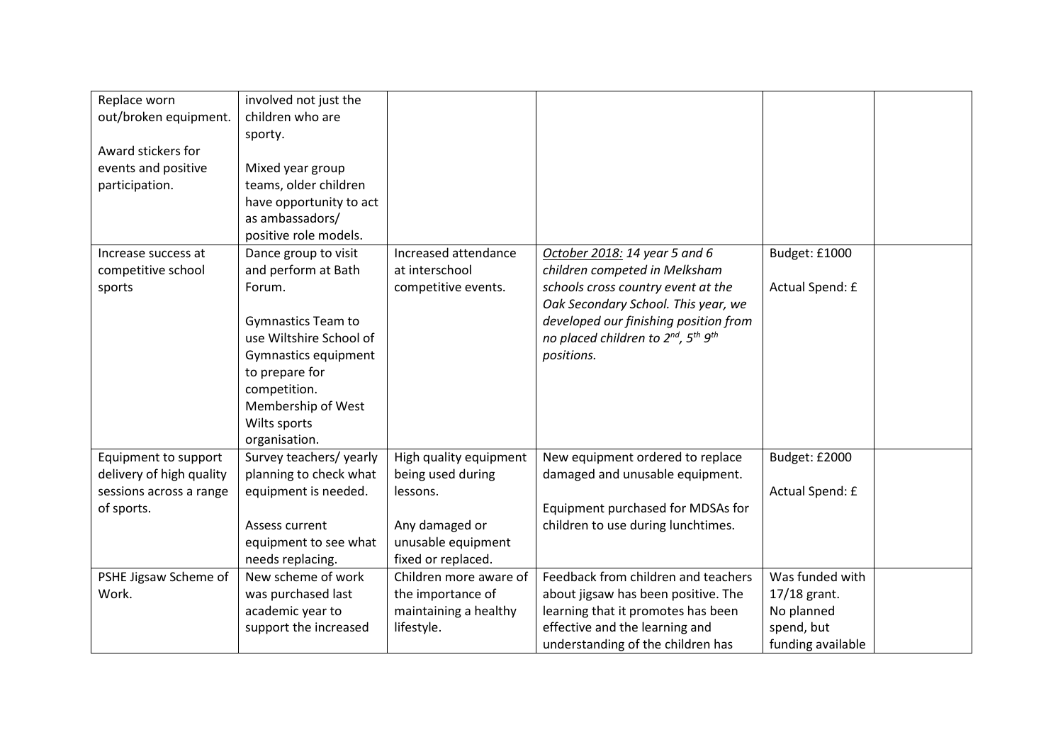| | | | | | |
|---|---|---|---|---|---|
| Replace worn out/broken equipment.<br><br>Award stickers for events and positive participation. | involved not just the children who are sporty.<br><br>Mixed year group teams, older children have opportunity to act as ambassadors/ positive role models. | | | | |
| Increase success at competitive school sports | Dance group to visit and perform at Bath Forum.<br><br>Gymnastics Team to use Wiltshire School of Gymnastics equipment to prepare for competition.<br>Membership of West Wilts sports organisation. | Increased attendance at interschool competitive events. | *<u>October 2018:</u> 14 year 5 and 6 children competed in Melksham schools cross country event at the Oak Secondary School. This year, we developed our finishing position from no placed children to 2nd, 5th 9th positions.* | Budget: £1000<br><br>Actual Spend: £ | |
| Equipment to support delivery of high quality sessions across a range of sports. | Survey teachers/ yearly planning to check what equipment is needed.<br><br>Assess current equipment to see what needs replacing. | High quality equipment being used during lessons.<br><br>Any damaged or unusable equipment fixed or replaced. | New equipment ordered to replace damaged and unusable equipment.<br><br>Equipment purchased for MDSAs for children to use during lunchtimes. | Budget: £2000<br><br>Actual Spend: £ | |
| PSHE Jigsaw Scheme of Work. | New scheme of work was purchased last academic year to support the increased | Children more aware of the importance of maintaining a healthy lifestyle. | Feedback from children and teachers about jigsaw has been positive. The learning that it promotes has been effective and the learning and understanding of the children has | Was funded with 17/18 grant. No planned spend, but funding available | |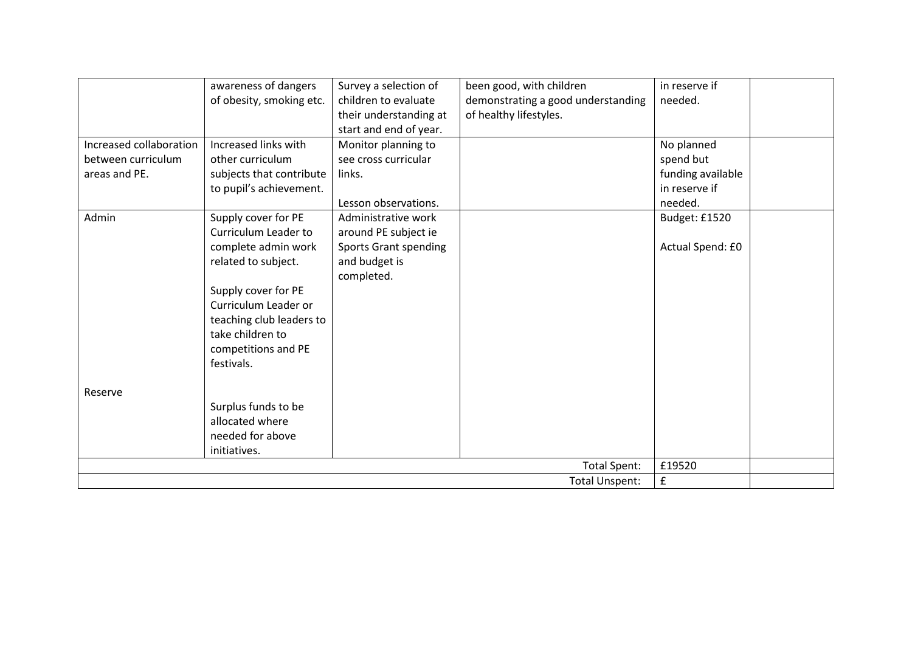| | | | | | |
|---|---|---|---|---|---|
| | awareness of dangers of obesity, smoking etc. | Survey a selection of children to evaluate their understanding at start and end of year. | been good, with children demonstrating a good understanding of healthy lifestyles. | in reserve if needed. | |
| Increased collaboration between curriculum areas and PE. | Increased links with other curriculum subjects that contribute to pupil's achievement. | Monitor planning to see cross curricular links.<br><br>Lesson observations. | | No planned spend but funding available in reserve if needed. | |
| Admin<br><br>Reserve | Supply cover for PE Curriculum Leader to complete admin work related to subject.<br><br>Supply cover for PE Curriculum Leader or teaching club leaders to take children to competitions and PE festivals.<br><br>Surplus funds to be allocated where needed for above initiatives. | Administrative work around PE subject ie Sports Grant spending and budget is completed. | | Budget: £1520<br><br>Actual Spend: £0 | |
| | | | Total Spent: | £19520 | |
| | | | Total Unspent: | £ | |